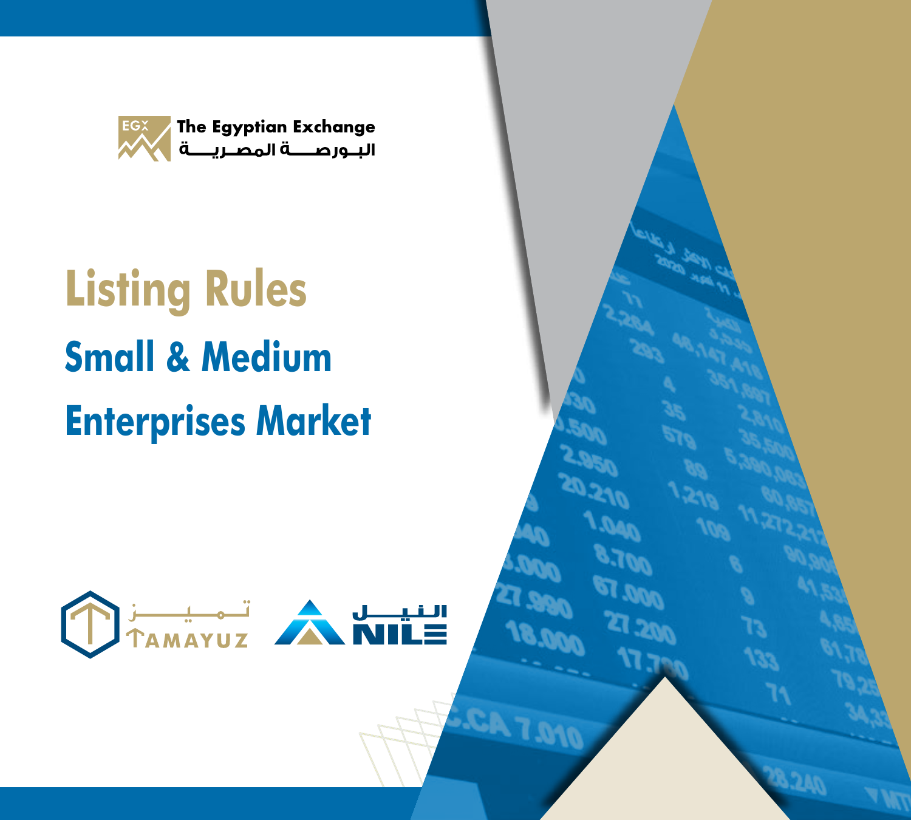The Egyptian Exchange

البورصة المصرية

# Listing Rules

## Small & Medium Enterprises Market

تميز TAMAYUZ

النيل NILE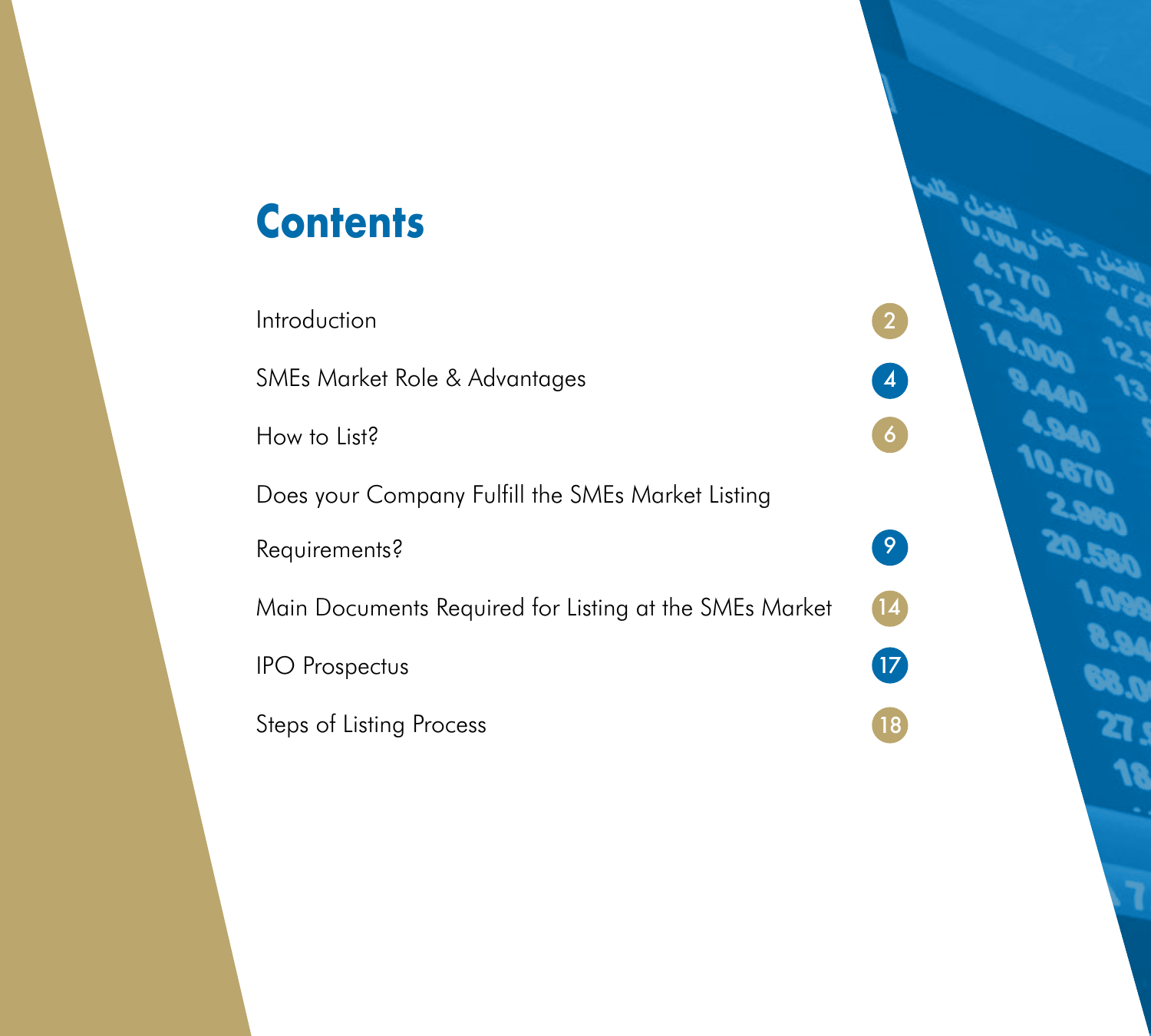# Contents

| | |
|---|---|
| Introduction | 2 |
| SMEs Market Role & Advantages | 4 |
| How to List? | 6 |
| Does your Company Fulfill the SMEs Market Listing Requirements? | 9 |
| Main Documents Required for Listing at the SMEs Market | 14 |
| IPO Prospectus | 17 |
| Steps of Listing Process | 18 |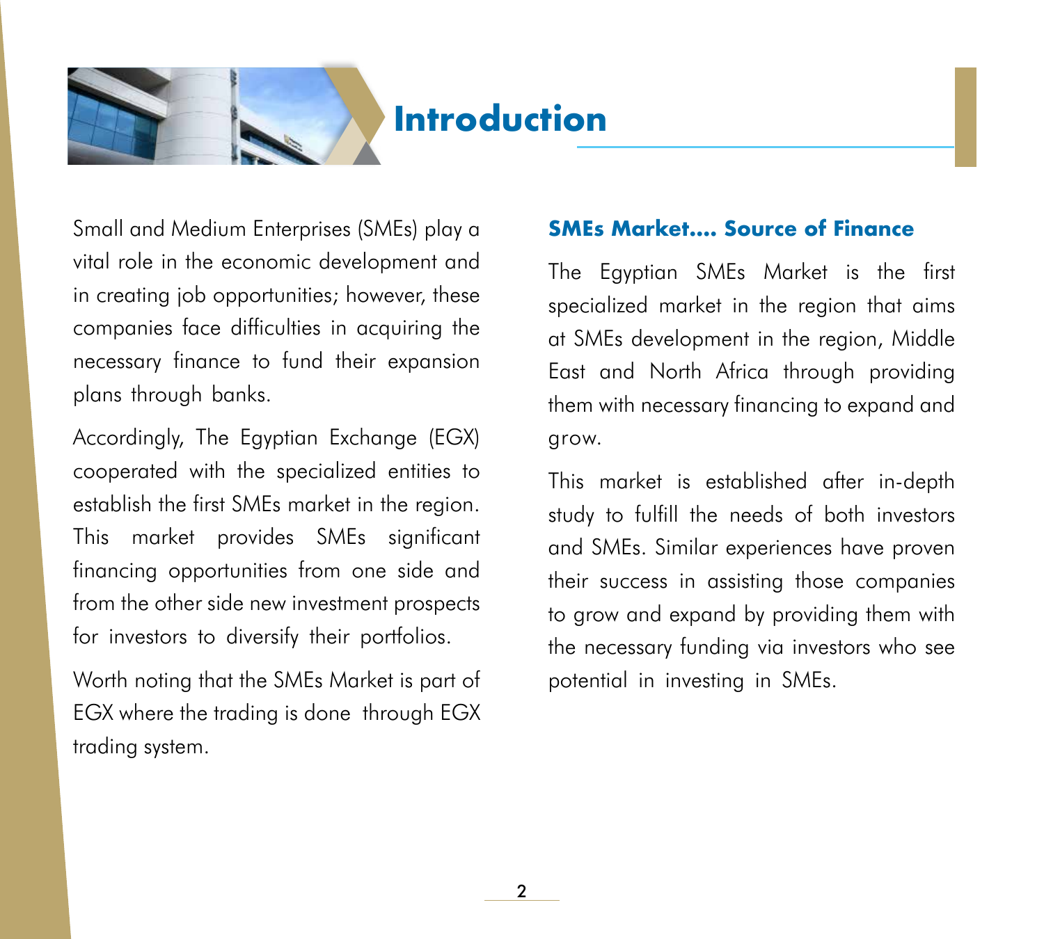# Introduction

Small and Medium Enterprises (SMEs) play a vital role in the economic development and in creating job opportunities; however, these companies face difficulties in acquiring the necessary finance to fund their expansion plans through banks.

Accordingly, The Egyptian Exchange (EGX) cooperated with the specialized entities to establish the first SMEs market in the region. This market provides SMEs significant financing opportunities from one side and from the other side new investment prospects for investors to diversify their portfolios.

Worth noting that the SMEs Market is part of EGX where the trading is done through EGX trading system.

## SMEs Market.... Source of Finance

The Egyptian SMEs Market is the first specialized market in the region that aims at SMEs development in the region, Middle East and North Africa through providing them with necessary financing to expand and grow.

This market is established after in-depth study to fulfill the needs of both investors and SMEs. Similar experiences have proven their success in assisting those companies to grow and expand by providing them with the necessary funding via investors who see potential in investing in SMEs.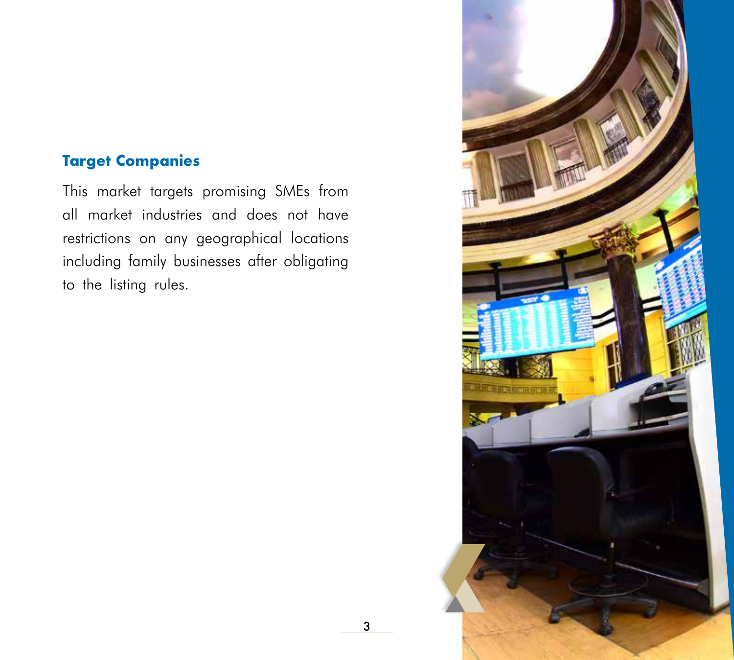### Target Companies

This market targets promising SMEs from all market industries and does not have restrictions on any geographical locations including family businesses after obligating to the listing rules.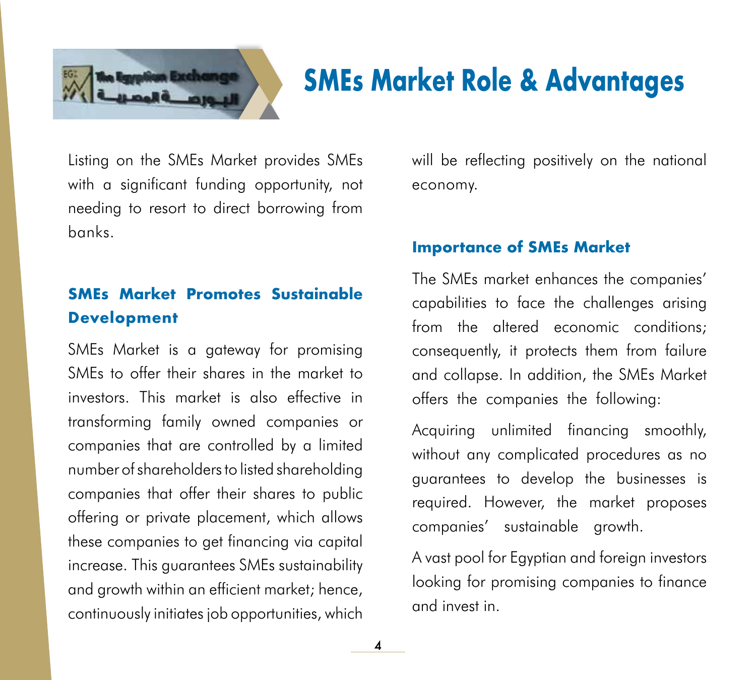# SMEs Market Role & Advantages

Listing on the SMEs Market provides SMEs with a significant funding opportunity, not needing to resort to direct borrowing from banks.

### SMEs Market Promotes Sustainable Development

SMEs Market is a gateway for promising SMEs to offer their shares in the market to investors. This market is also effective in transforming family owned companies or companies that are controlled by a limited number of shareholders to listed shareholding companies that offer their shares to public offering or private placement, which allows these companies to get financing via capital increase. This guarantees SMEs sustainability and growth within an efficient market; hence, continuously initiates job opportunities, which will be reflecting positively on the national economy.

### Importance of SMEs Market

The SMEs market enhances the companies' capabilities to face the challenges arising from the altered economic conditions; consequently, it protects them from failure and collapse. In addition, the SMEs Market offers the companies the following:

Acquiring unlimited financing smoothly, without any complicated procedures as no guarantees to develop the businesses is required. However, the market proposes companies' sustainable growth.

A vast pool for Egyptian and foreign investors looking for promising companies to finance and invest in.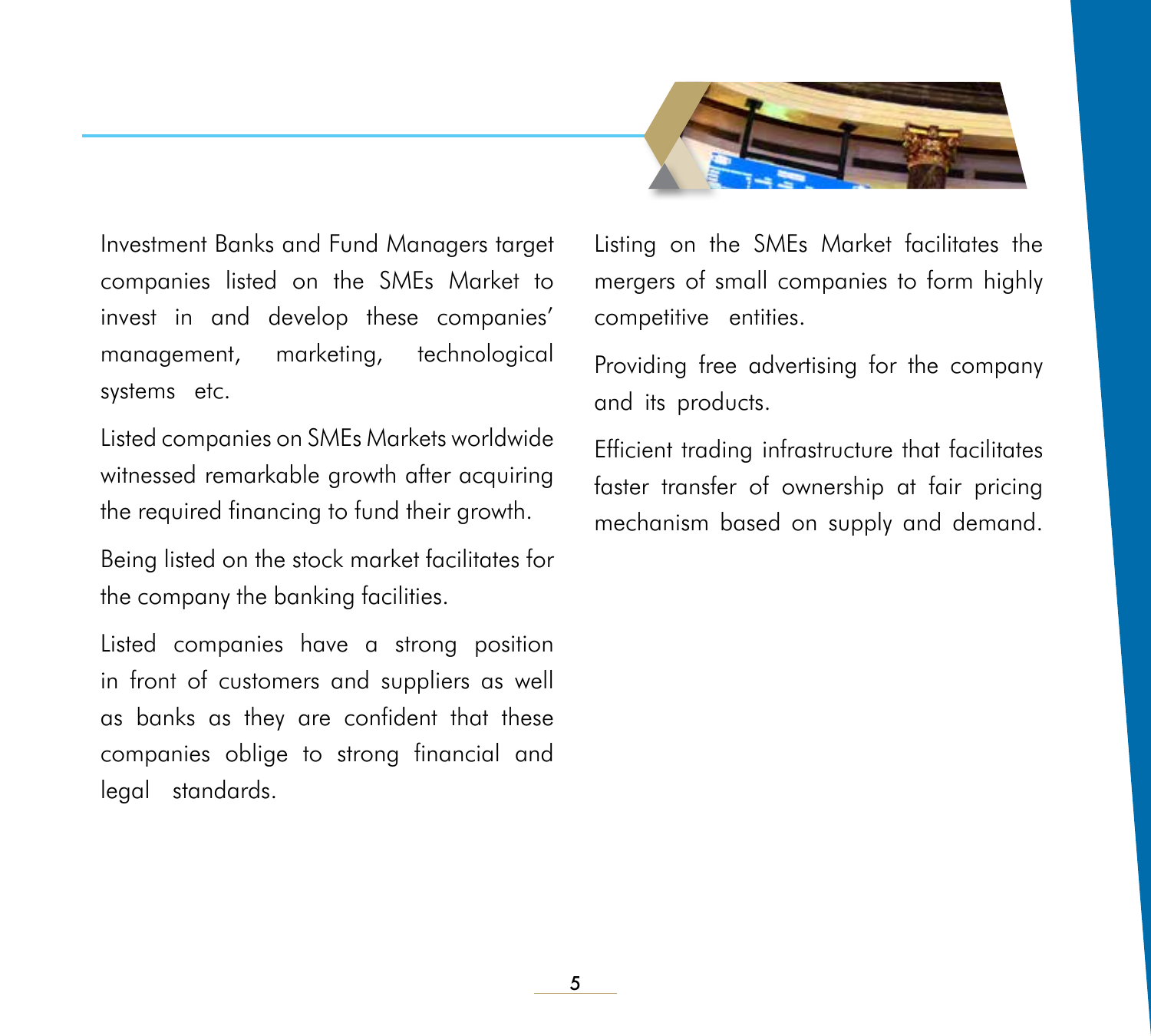Investment Banks and Fund Managers target companies listed on the SMEs Market to invest in and develop these companies' management, marketing, technological systems etc.

Listed companies on SMEs Markets worldwide witnessed remarkable growth after acquiring the required financing to fund their growth.

Being listed on the stock market facilitates for the company the banking facilities.

Listed companies have a strong position in front of customers and suppliers as well as banks as they are confident that these companies oblige to strong financial and legal standards.

Listing on the SMEs Market facilitates the mergers of small companies to form highly competitive entities.

Providing free advertising for the company and its products.

Efficient trading infrastructure that facilitates faster transfer of ownership at fair pricing mechanism based on supply and demand.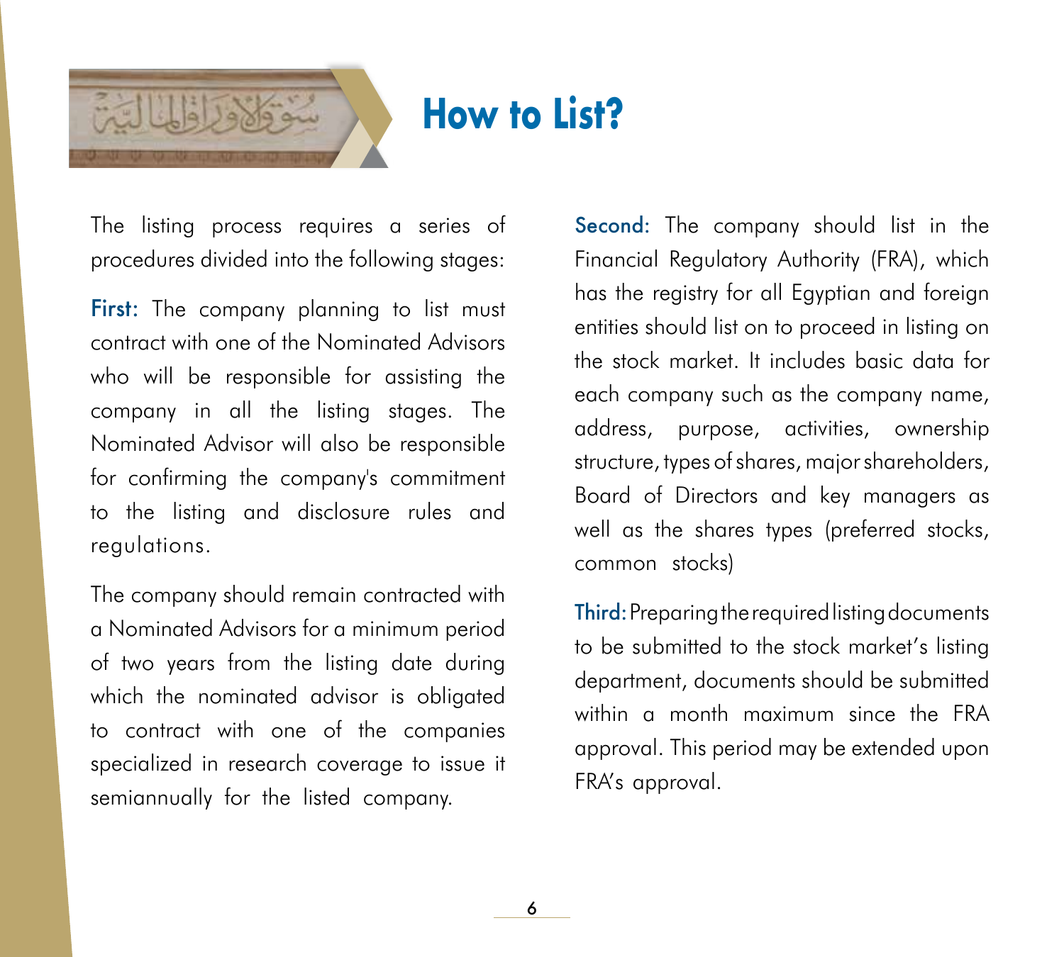# How to List?

The listing process requires a series of procedures divided into the following stages:

**First:** The company planning to list must contract with one of the Nominated Advisors who will be responsible for assisting the company in all the listing stages. The Nominated Advisor will also be responsible for confirming the company's commitment to the listing and disclosure rules and regulations.

The company should remain contracted with a Nominated Advisors for a minimum period of two years from the listing date during which the nominated advisor is obligated to contract with one of the companies specialized in research coverage to issue it semiannually for the listed company.

**Second:** The company should list in the Financial Regulatory Authority (FRA), which has the registry for all Egyptian and foreign entities should list on to proceed in listing on the stock market. It includes basic data for each company such as the company name, address, purpose, activities, ownership structure, types of shares, major shareholders, Board of Directors and key managers as well as the shares types (preferred stocks, common stocks)

**Third:** Preparing the required listing documents to be submitted to the stock market's listing department, documents should be submitted within a month maximum since the FRA approval. This period may be extended upon FRA's approval.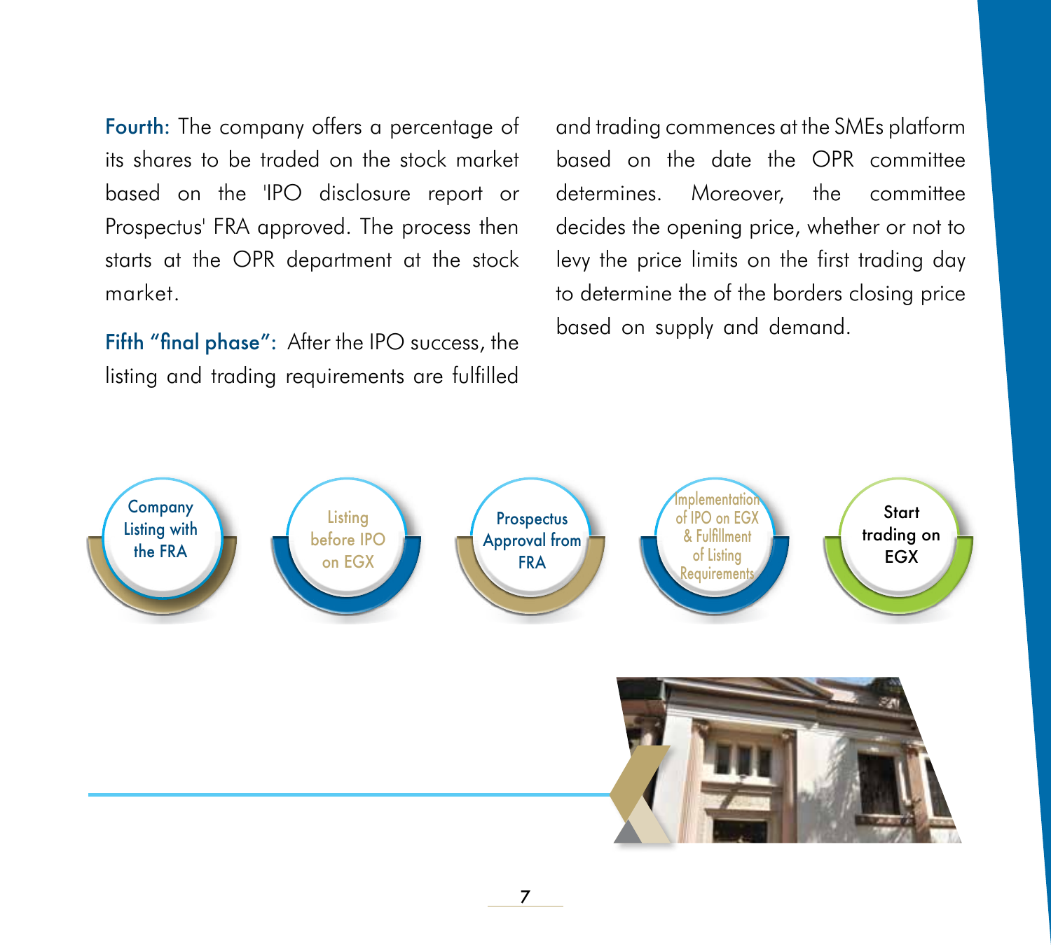**Fourth:** The company offers a percentage of its shares to be traded on the stock market based on the 'IPO disclosure report or Prospectus' FRA approved. The process then starts at the OPR department at the stock market.

**Fifth "final phase":** After the IPO success, the listing and trading requirements are fulfilled and trading commences at the SMEs platform based on the date the OPR committee determines. Moreover, the committee decides the opening price, whether or not to levy the price limits on the first trading day to determine the of the borders closing price based on supply and demand.

Company Listing with the FRA → Listing before IPO on EGX → Prospectus Approval from FRA → Implementation of IPO on EGX & Fulfillment of Listing Requirements → Start trading on EGX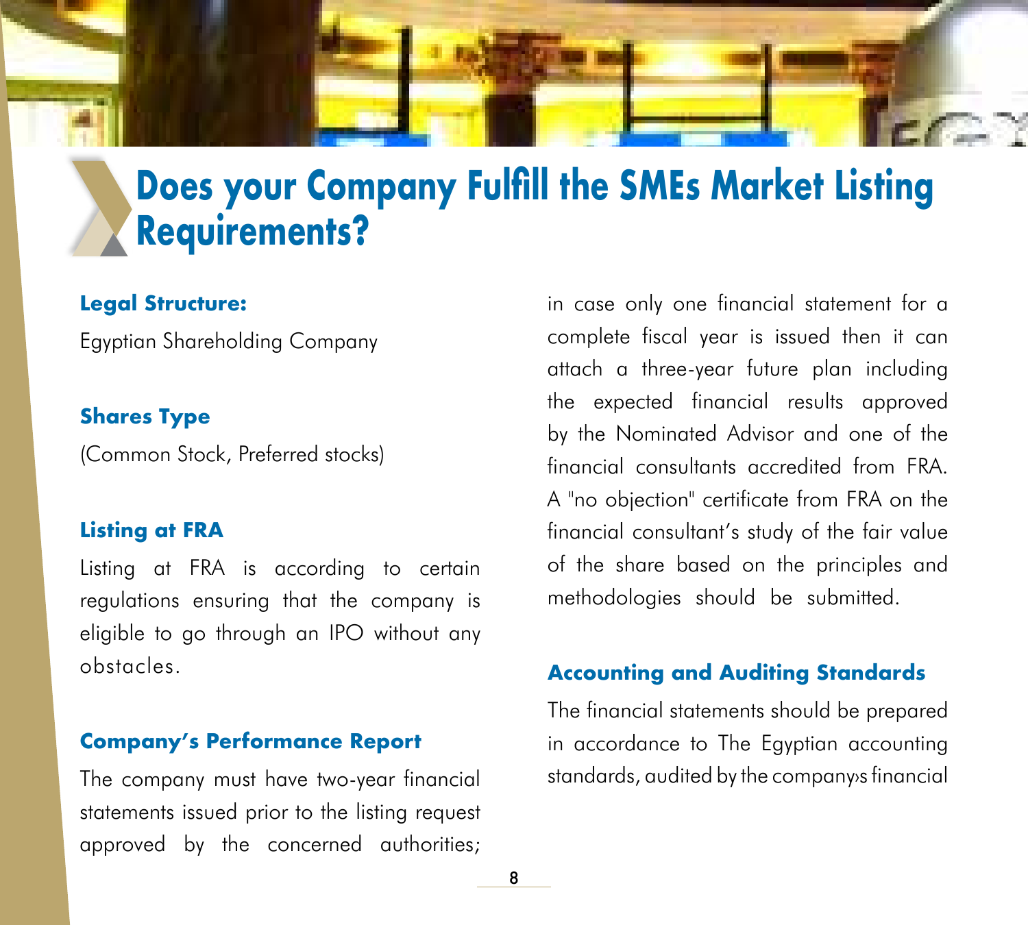# Does your Company Fulfill the SMEs Market Listing Requirements?

**Legal Structure:**

Egyptian Shareholding Company

**Shares Type**

(Common Stock, Preferred stocks)

**Listing at FRA**

Listing at FRA is according to certain regulations ensuring that the company is eligible to go through an IPO without any obstacles.

**Company's Performance Report**

The company must have two-year financial statements issued prior to the listing request approved by the concerned authorities; in case only one financial statement for a complete fiscal year is issued then it can attach a three-year future plan including the expected financial results approved by the Nominated Advisor and one of the financial consultants accredited from FRA. A "no objection" certificate from FRA on the financial consultant's study of the fair value of the share based on the principles and methodologies should be submitted.

**Accounting and Auditing Standards**

The financial statements should be prepared in accordance to The Egyptian accounting standards, audited by the company›s financial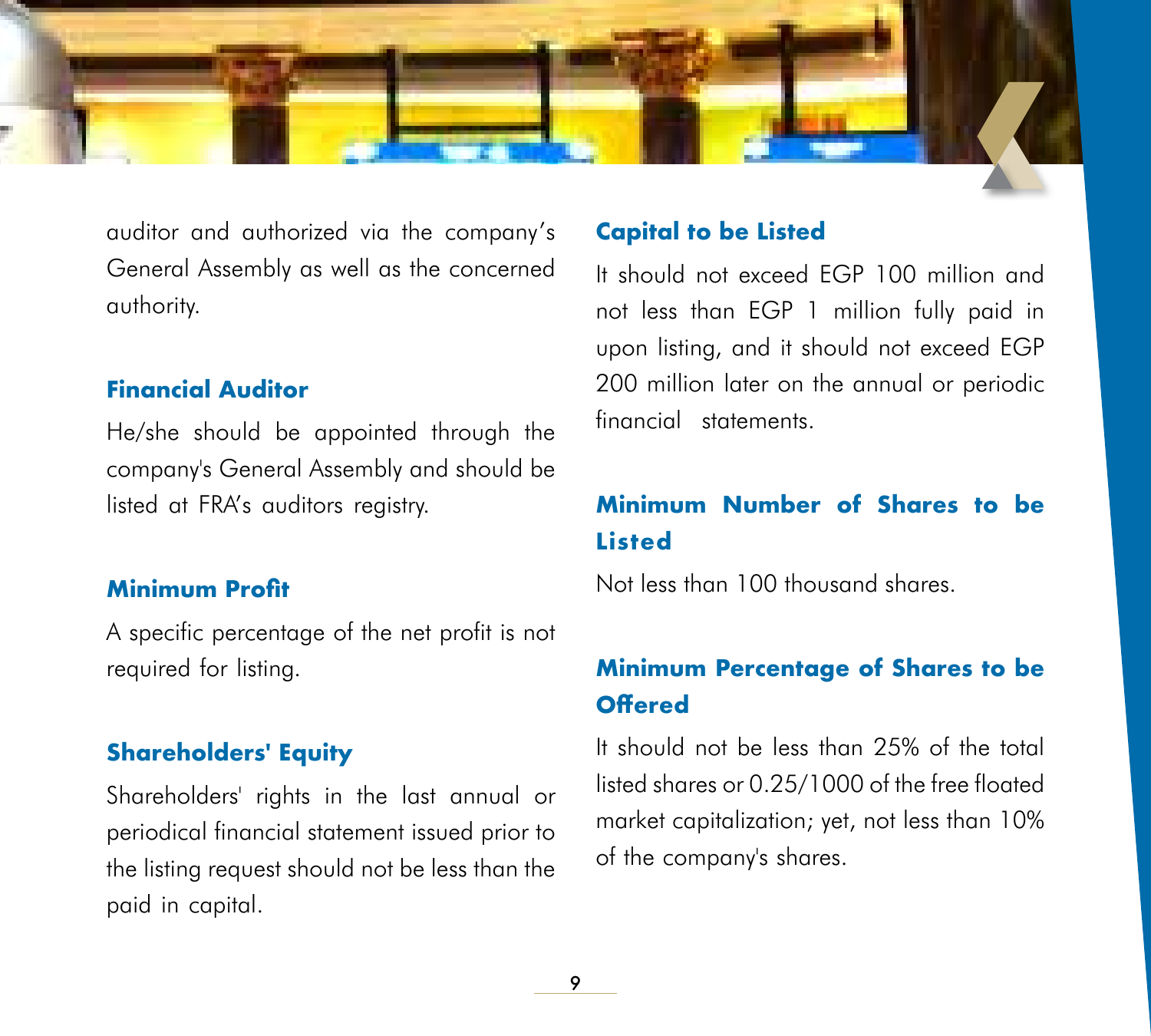auditor and authorized via the company's General Assembly as well as the concerned authority.

### Financial Auditor

He/she should be appointed through the company's General Assembly and should be listed at FRA's auditors registry.

### Minimum Profit

A specific percentage of the net profit is not required for listing.

### Shareholders' Equity

Shareholders' rights in the last annual or periodical financial statement issued prior to the listing request should not be less than the paid in capital.

### Capital to be Listed

It should not exceed EGP 100 million and not less than EGP 1 million fully paid in upon listing, and it should not exceed EGP 200 million later on the annual or periodic financial statements.

### Minimum Number of Shares to be Listed

Not less than 100 thousand shares.

### Minimum Percentage of Shares to be Offered

It should not be less than 25% of the total listed shares or 0.25/1000 of the free floated market capitalization; yet, not less than 10% of the company's shares.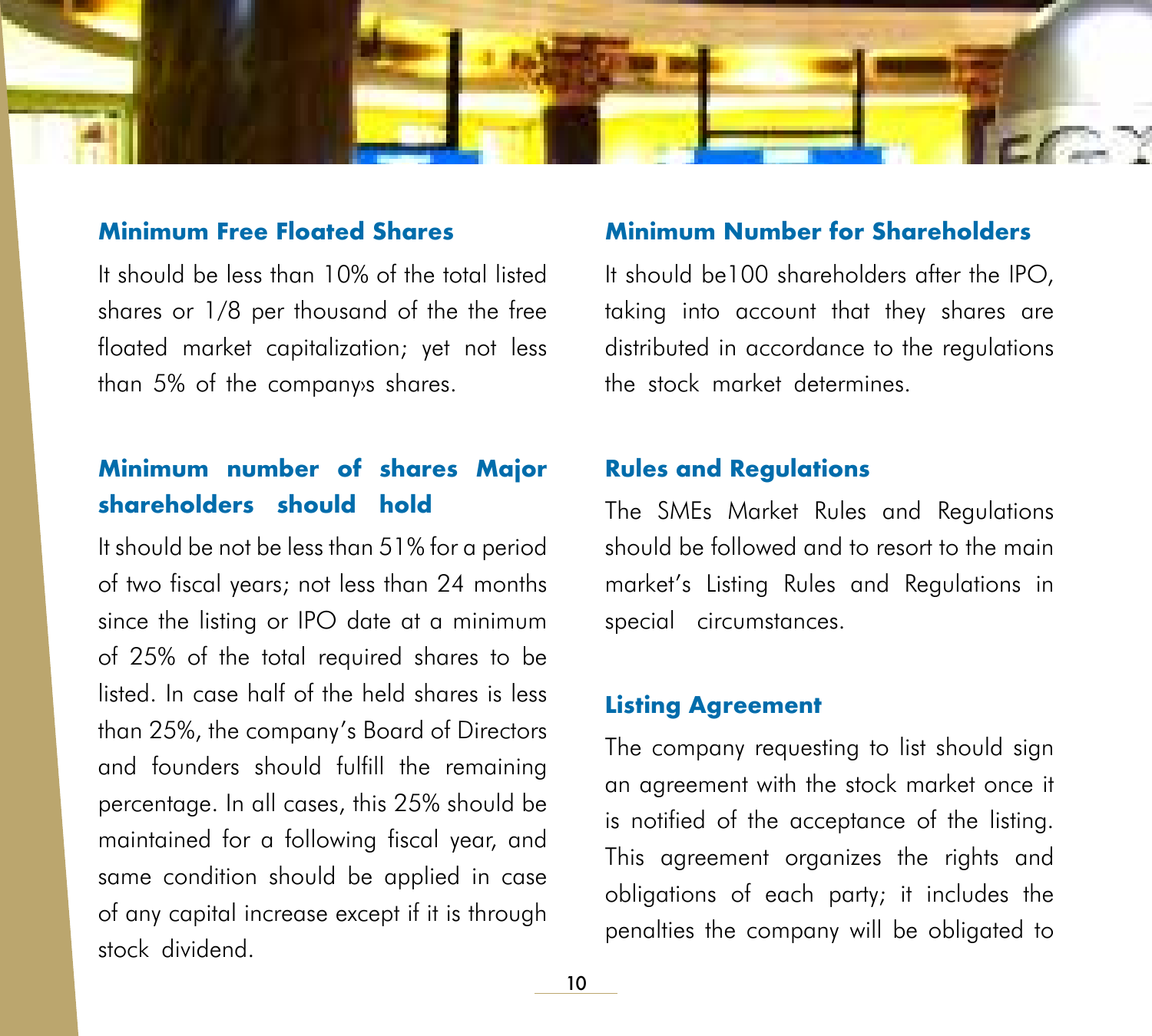### Minimum Free Floated Shares

It should be less than 10% of the total listed shares or 1/8 per thousand of the the free floated market capitalization; yet not less than 5% of the company›s shares.

### Minimum number of shares Major shareholders should hold

It should be not be less than 51% for a period of two fiscal years; not less than 24 months since the listing or IPO date at a minimum of 25% of the total required shares to be listed. In case half of the held shares is less than 25%, the company's Board of Directors and founders should fulfill the remaining percentage. In all cases, this 25% should be maintained for a following fiscal year, and same condition should be applied in case of any capital increase except if it is through stock dividend.

### Minimum Number for Shareholders

It should be100 shareholders after the IPO, taking into account that they shares are distributed in accordance to the regulations the stock market determines.

### Rules and Regulations

The SMEs Market Rules and Regulations should be followed and to resort to the main market's Listing Rules and Regulations in special circumstances.

### Listing Agreement

The company requesting to list should sign an agreement with the stock market once it is notified of the acceptance of the listing. This agreement organizes the rights and obligations of each party; it includes the penalties the company will be obligated to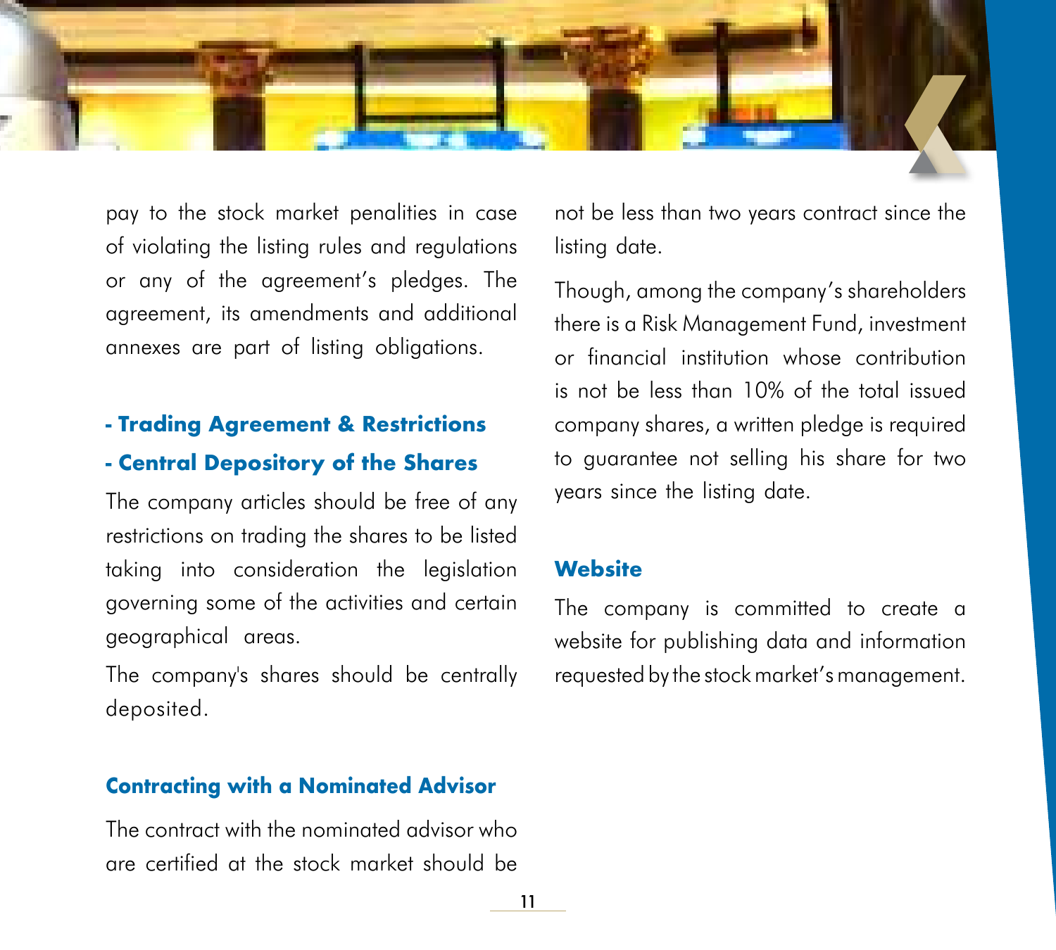pay to the stock market penalities in case of violating the listing rules and regulations or any of the agreement's pledges. The agreement, its amendments and additional annexes are part of listing obligations.

**- Trading Agreement & Restrictions**

**- Central Depository of the Shares**

The company articles should be free of any restrictions on trading the shares to be listed taking into consideration the legislation governing some of the activities and certain geographical areas.

The company's shares should be centrally deposited.

**Contracting with a Nominated Advisor**

The contract with the nominated advisor who are certified at the stock market should be not be less than two years contract since the listing date.

Though, among the company's shareholders there is a Risk Management Fund, investment or financial institution whose contribution is not be less than 10% of the total issued company shares, a written pledge is required to guarantee not selling his share for two years since the listing date.

**Website**

The company is committed to create a website for publishing data and information requested by the stock market's management.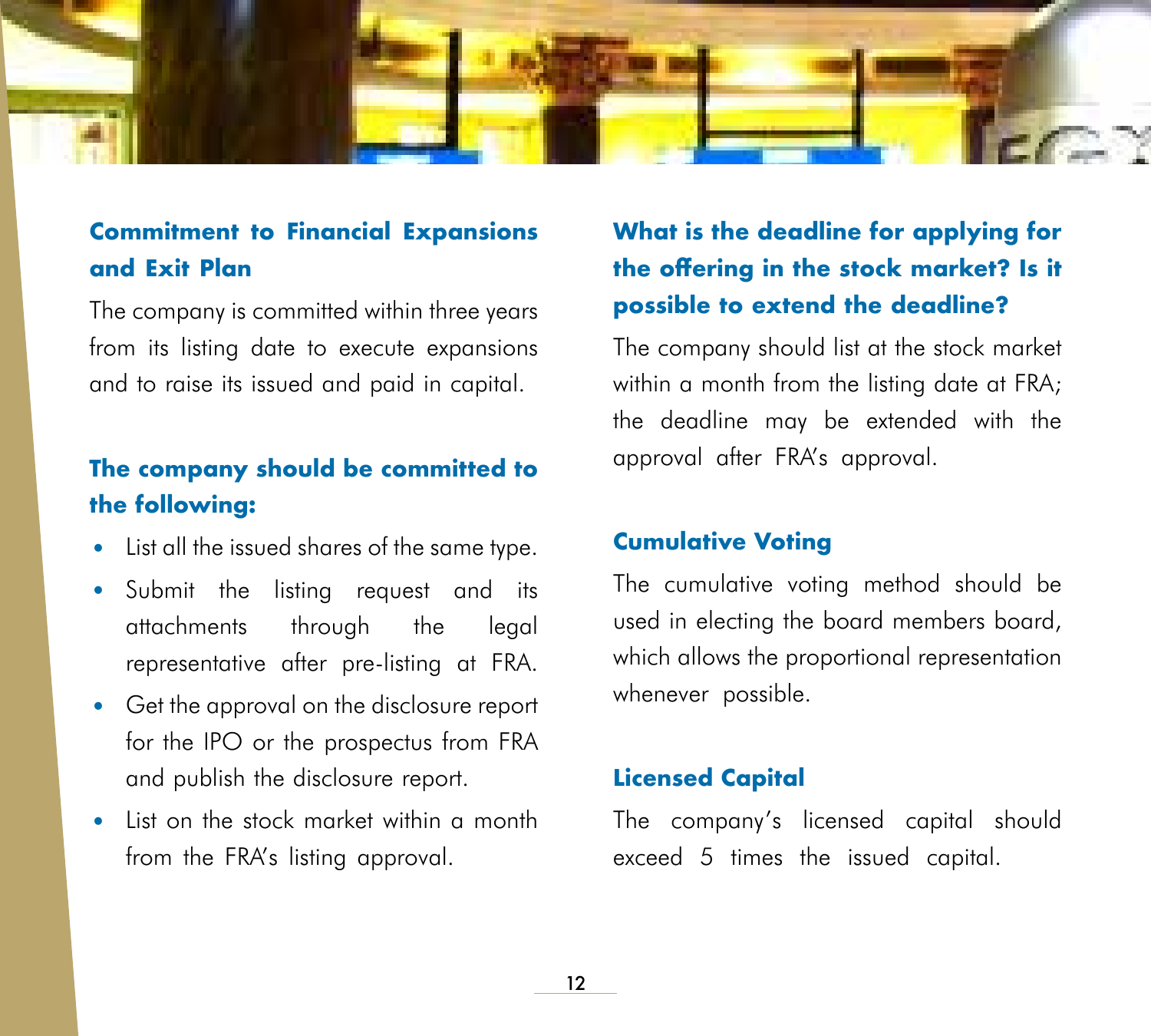### Commitment to Financial Expansions and Exit Plan

The company is committed within three years from its listing date to execute expansions and to raise its issued and paid in capital.

### The company should be committed to the following:

- List all the issued shares of the same type.
- Submit the listing request and its attachments through the legal representative after pre-listing at FRA.
- Get the approval on the disclosure report for the IPO or the prospectus from FRA and publish the disclosure report.
- List on the stock market within a month from the FRA's listing approval.

### What is the deadline for applying for the offering in the stock market? Is it possible to extend the deadline?

The company should list at the stock market within a month from the listing date at FRA; the deadline may be extended with the approval after FRA's approval.

### Cumulative Voting

The cumulative voting method should be used in electing the board members board, which allows the proportional representation whenever possible.

### Licensed Capital

The company's licensed capital should exceed 5 times the issued capital.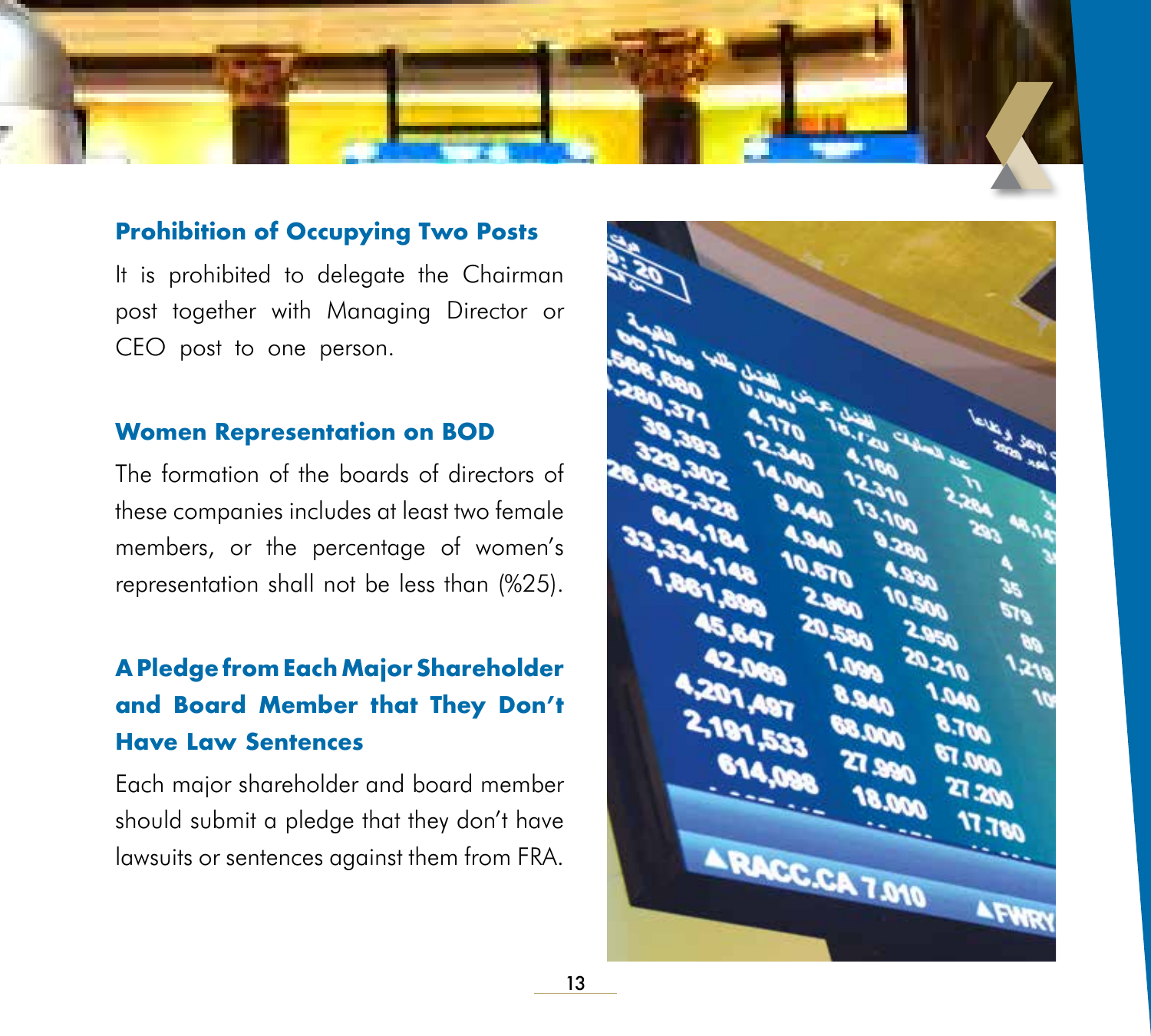### Prohibition of Occupying Two Posts

It is prohibited to delegate the Chairman post together with Managing Director or CEO post to one person.

### Women Representation on BOD

The formation of the boards of directors of these companies includes at least two female members, or the percentage of women's representation shall not be less than (%25).

### A Pledge from Each Major Shareholder and Board Member that They Don't Have Law Sentences

Each major shareholder and board member should submit a pledge that they don't have lawsuits or sentences against them from FRA.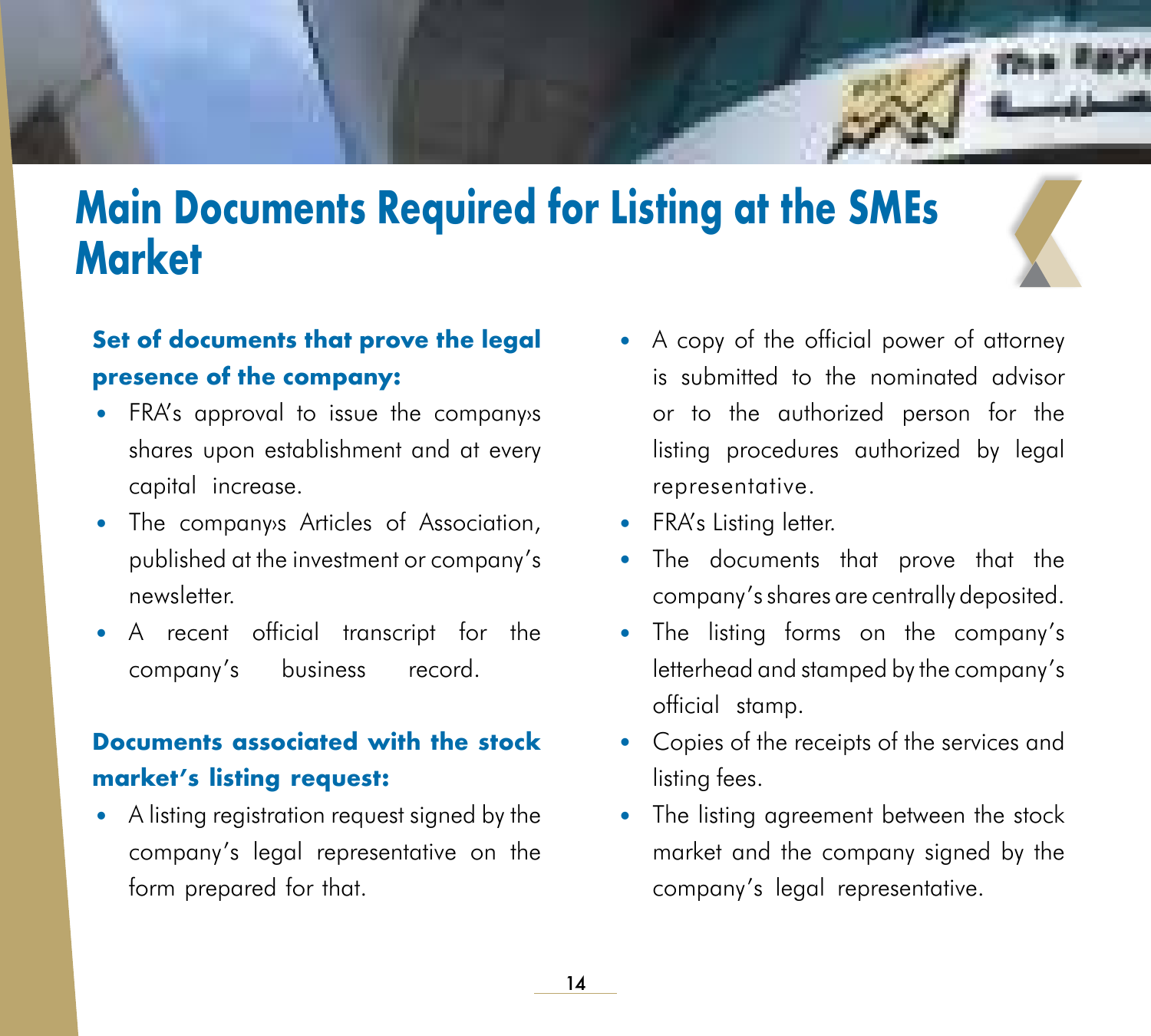# Main Documents Required for Listing at the SMEs Market

**Set of documents that prove the legal presence of the company:**

- FRA's approval to issue the company›s shares upon establishment and at every capital increase.
- The company›s Articles of Association, published at the investment or company's newsletter.
- A recent official transcript for the company's business record.

**Documents associated with the stock market's listing request:**

- A listing registration request signed by the company's legal representative on the form prepared for that.
- A copy of the official power of attorney is submitted to the nominated advisor or to the authorized person for the listing procedures authorized by legal representative.
- FRA's Listing letter.
- The documents that prove that the company's shares are centrally deposited.
- The listing forms on the company's letterhead and stamped by the company's official stamp.
- Copies of the receipts of the services and listing fees.
- The listing agreement between the stock market and the company signed by the company's legal representative.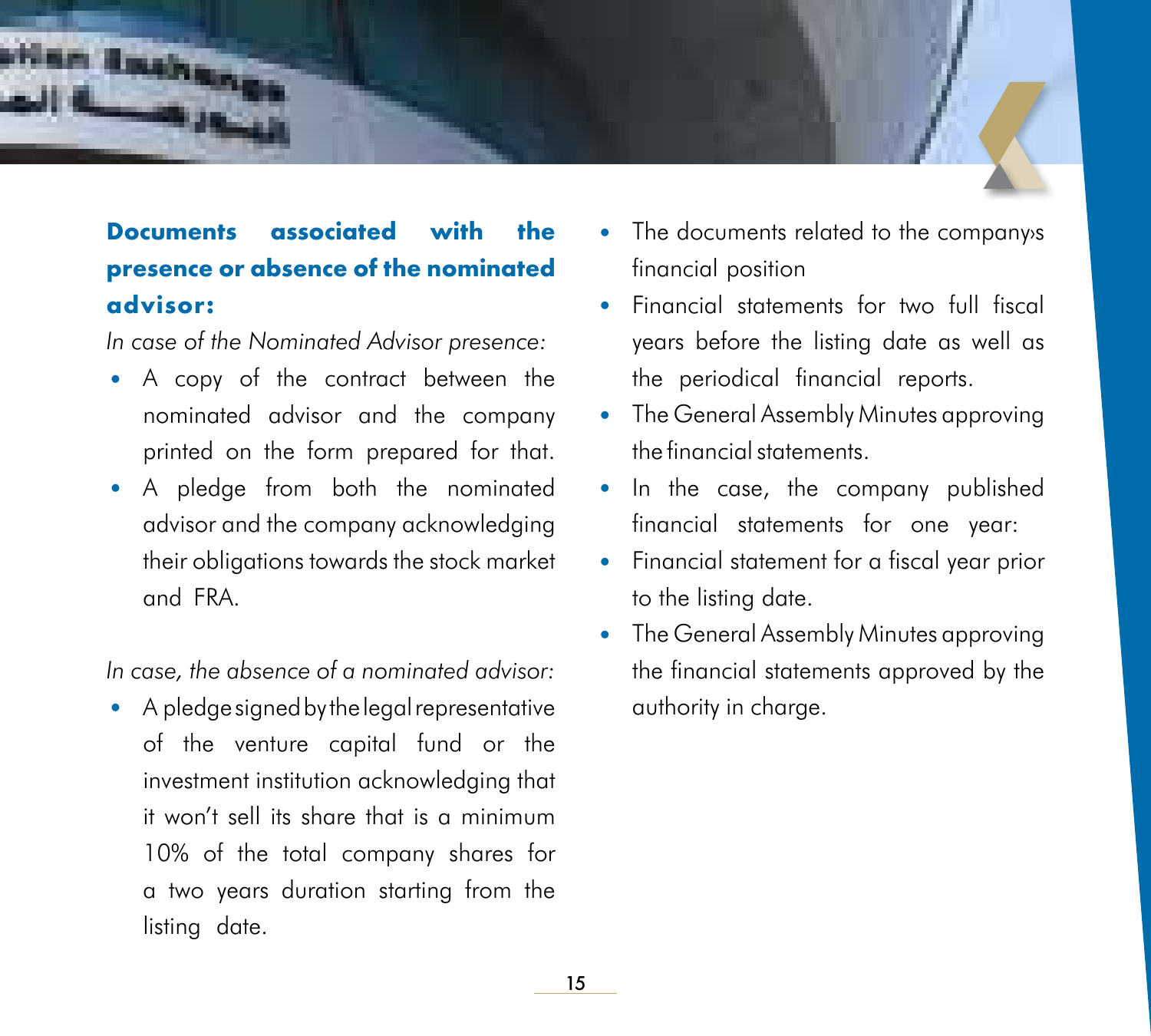### Documents associated with the presence or absence of the nominated advisor:

*In case of the Nominated Advisor presence:*

- A copy of the contract between the nominated advisor and the company printed on the form prepared for that.
- A pledge from both the nominated advisor and the company acknowledging their obligations towards the stock market and FRA.

*In case, the absence of a nominated advisor:*

- A pledge signed by the legal representative of the venture capital fund or the investment institution acknowledging that it won't sell its share that is a minimum 10% of the total company shares for a two years duration starting from the listing date.
- The documents related to the company›s financial position
- Financial statements for two full fiscal years before the listing date as well as the periodical financial reports.
- The General Assembly Minutes approving the financial statements.
- In the case, the company published financial statements for one year:
- Financial statement for a fiscal year prior to the listing date.
- The General Assembly Minutes approving the financial statements approved by the authority in charge.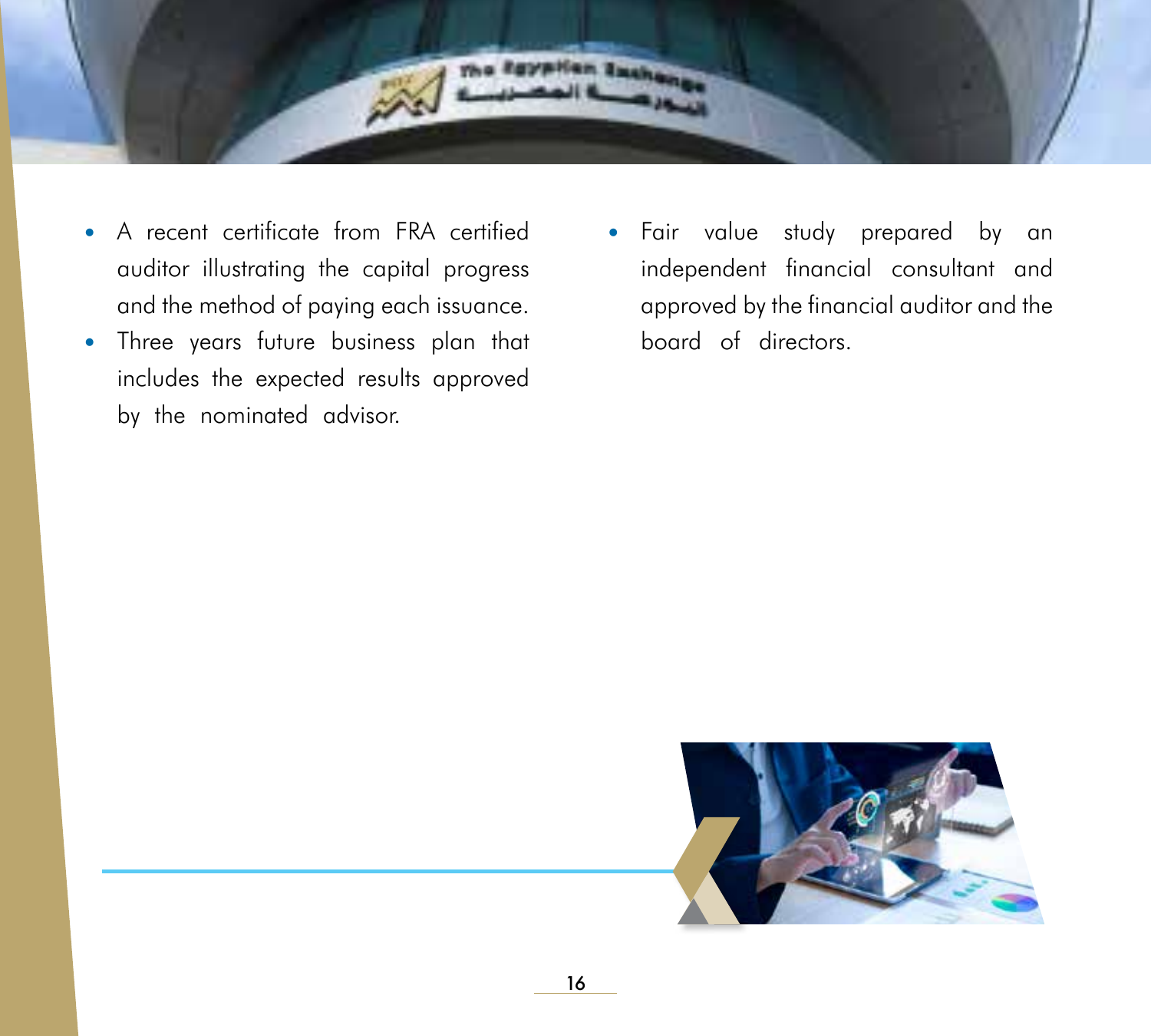- A recent certificate from FRA certified auditor illustrating the capital progress and the method of paying each issuance.
- Three years future business plan that includes the expected results approved by the nominated advisor.
- Fair value study prepared by an independent financial consultant and approved by the financial auditor and the board of directors.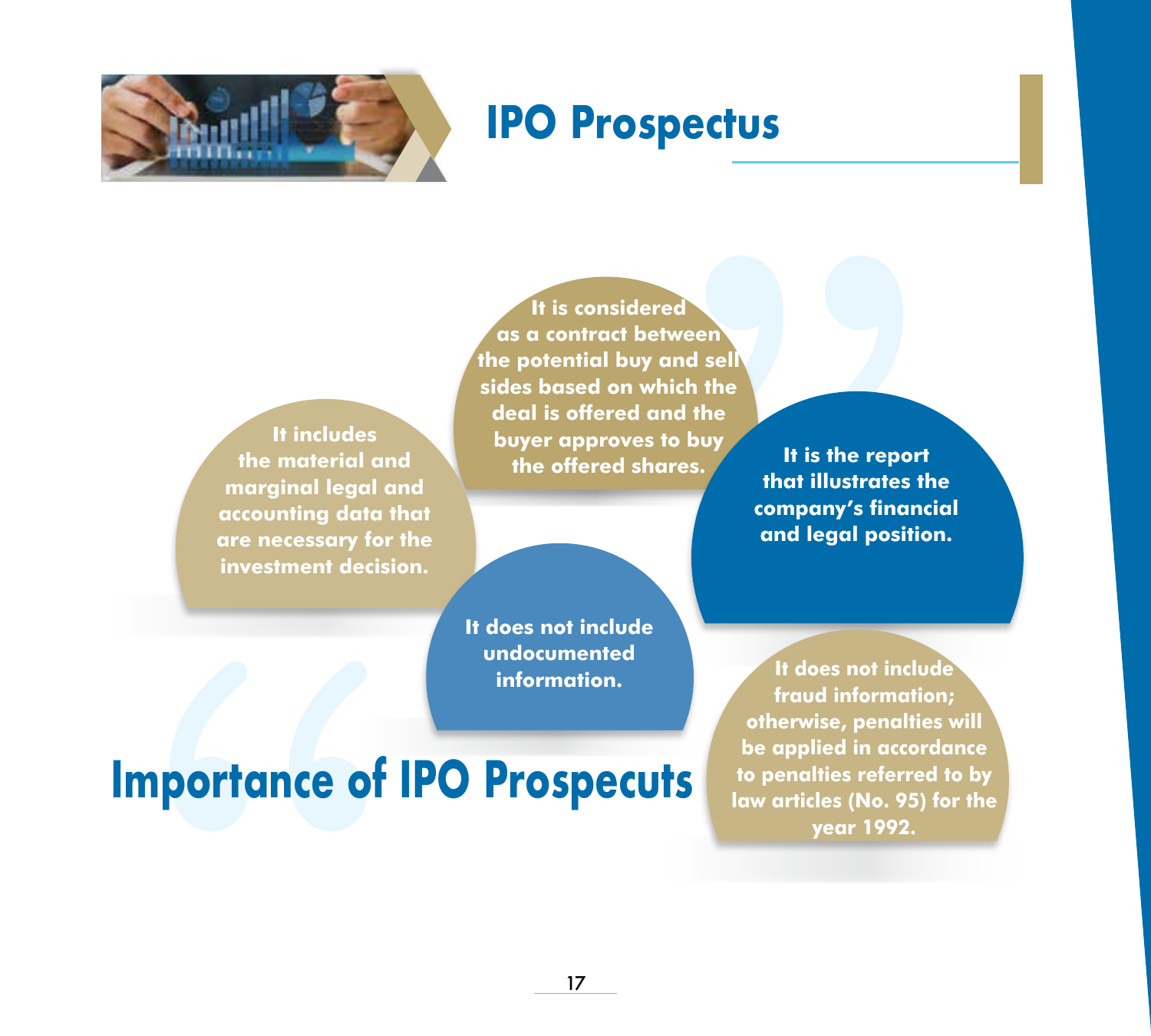# IPO Prospectus

## Importance of IPO Prospecuts

- It is considered as a contract between the potential buy and sell sides based on which the deal is offered and the buyer approves to buy the offered shares.
- It includes the material and marginal legal and accounting data that are necessary for the investment decision.
- It is the report that illustrates the company's financial and legal position.
- It does not include undocumented information.
- It does not include fraud information; otherwise, penalties will be applied in accordance to penalties referred to by law articles (No. 95) for the year 1992.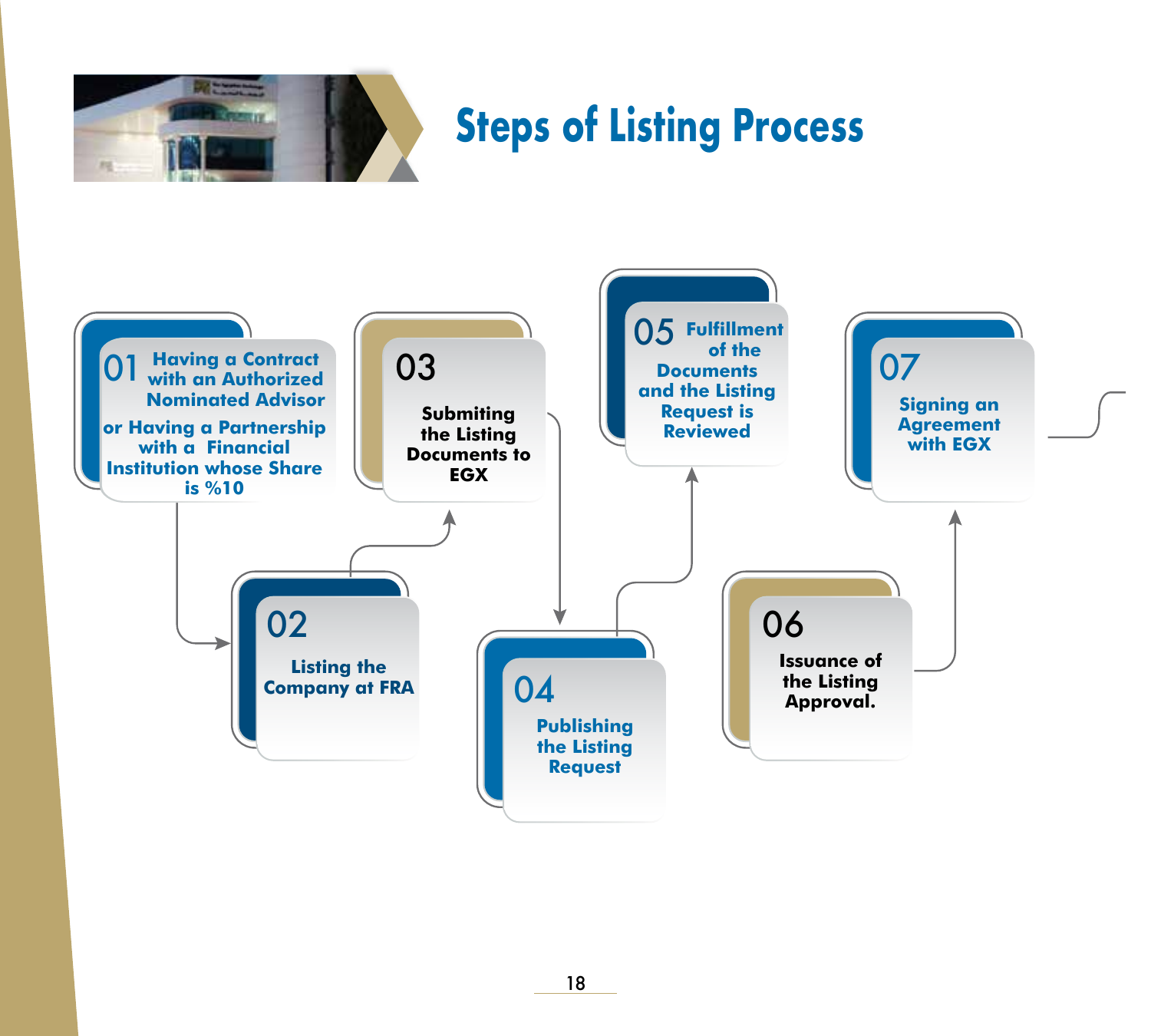# Steps of Listing Process

01 Having a Contract with an Authorized Nominated Advisor or Having a Partnership with a Financial Institution whose Share is %10

02 Listing the Company at FRA

03 Submiting the Listing Documents to EGX

04 Publishing the Listing Request

05 Fulfillment of the Documents and the Listing Request is Reviewed

06 Issuance of the Listing Approval.

07 Signing an Agreement with EGX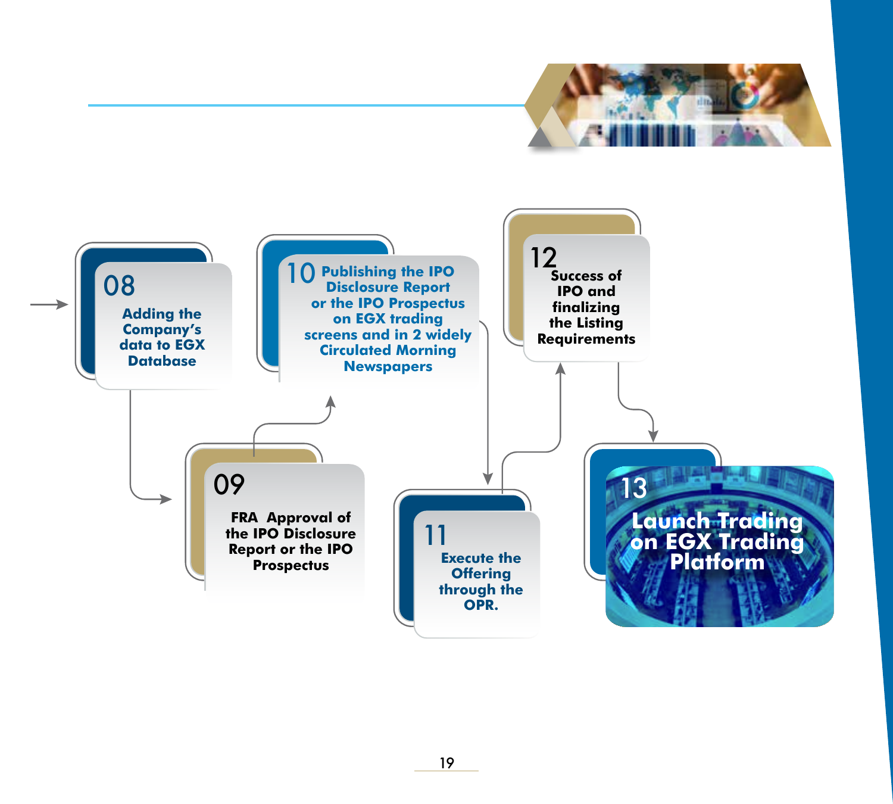**08** Adding the Company's data to EGX Database

**09** FRA Approval of the IPO Disclosure Report or the IPO Prospectus

**10** Publishing the IPO Disclosure Report or the IPO Prospectus on EGX trading screens and in 2 widely Circulated Morning Newspapers

**11** Execute the Offering through the OPR.

**12** Success of IPO and finalizing the Listing Requirements

**13** Launch Trading on EGX Trading Platform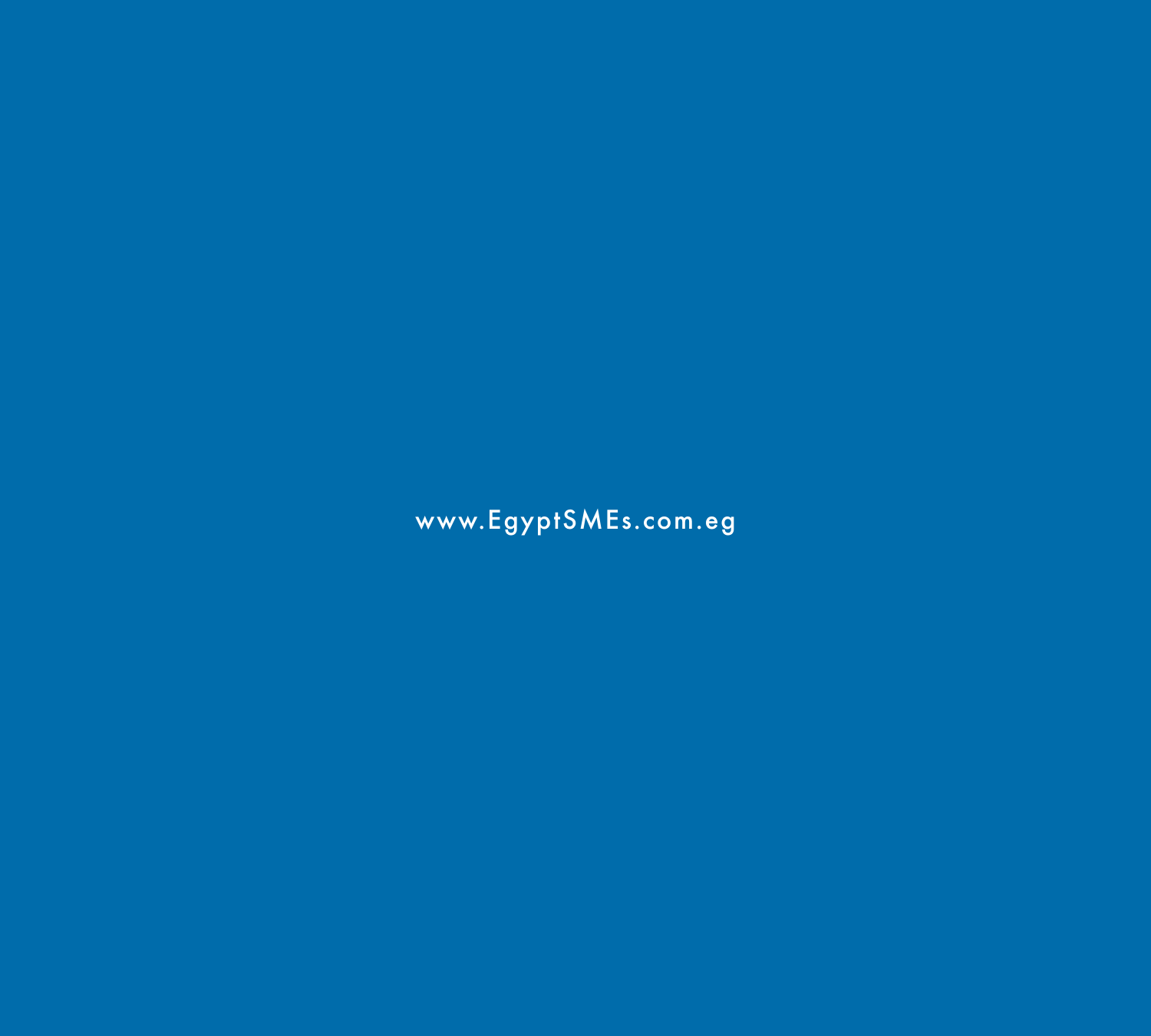www.EgyptSMEs.com.eg